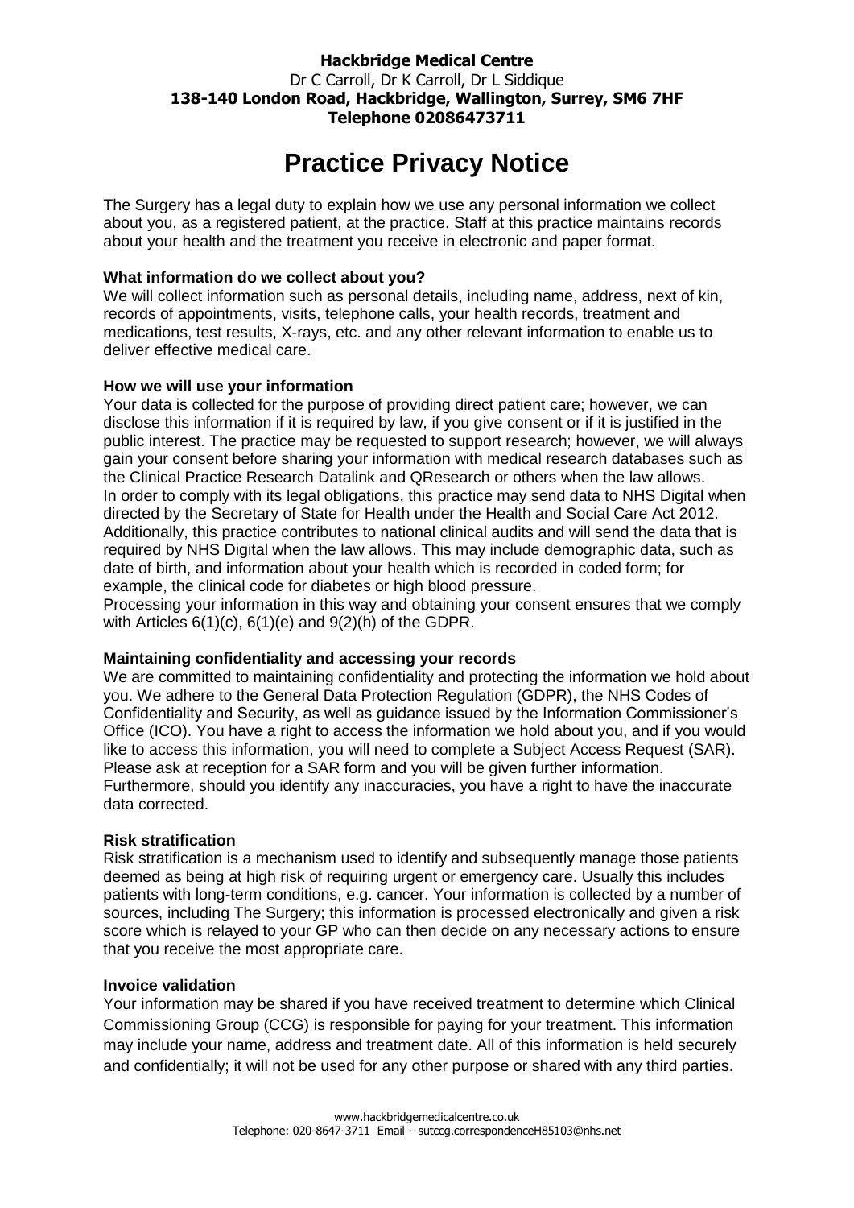**Hackbridge Medical Centre**
Dr C Carroll, Dr K Carroll, Dr L Siddique
**138-140 London Road, Hackbridge, Wallington, Surrey, SM6 7HF**
**Telephone 02086473711**

# Practice Privacy Notice

The Surgery has a legal duty to explain how we use any personal information we collect about you, as a registered patient, at the practice. Staff at this practice maintains records about your health and the treatment you receive in electronic and paper format.

**What information do we collect about you?**
We will collect information such as personal details, including name, address, next of kin, records of appointments, visits, telephone calls, your health records, treatment and medications, test results, X-rays, etc. and any other relevant information to enable us to deliver effective medical care.

**How we will use your information**
Your data is collected for the purpose of providing direct patient care; however, we can disclose this information if it is required by law, if you give consent or if it is justified in the public interest. The practice may be requested to support research; however, we will always gain your consent before sharing your information with medical research databases such as the Clinical Practice Research Datalink and QResearch or others when the law allows.
In order to comply with its legal obligations, this practice may send data to NHS Digital when directed by the Secretary of State for Health under the Health and Social Care Act 2012. Additionally, this practice contributes to national clinical audits and will send the data that is required by NHS Digital when the law allows. This may include demographic data, such as date of birth, and information about your health which is recorded in coded form; for example, the clinical code for diabetes or high blood pressure.
Processing your information in this way and obtaining your consent ensures that we comply with Articles 6(1)(c), 6(1)(e) and 9(2)(h) of the GDPR.

**Maintaining confidentiality and accessing your records**
We are committed to maintaining confidentiality and protecting the information we hold about you. We adhere to the General Data Protection Regulation (GDPR), the NHS Codes of Confidentiality and Security, as well as guidance issued by the Information Commissioner's Office (ICO). You have a right to access the information we hold about you, and if you would like to access this information, you will need to complete a Subject Access Request (SAR). Please ask at reception for a SAR form and you will be given further information. Furthermore, should you identify any inaccuracies, you have a right to have the inaccurate data corrected.

**Risk stratification**
Risk stratification is a mechanism used to identify and subsequently manage those patients deemed as being at high risk of requiring urgent or emergency care. Usually this includes patients with long-term conditions, e.g. cancer. Your information is collected by a number of sources, including The Surgery; this information is processed electronically and given a risk score which is relayed to your GP who can then decide on any necessary actions to ensure that you receive the most appropriate care.

**Invoice validation**
Your information may be shared if you have received treatment to determine which Clinical Commissioning Group (CCG) is responsible for paying for your treatment. This information may include your name, address and treatment date. All of this information is held securely and confidentially; it will not be used for any other purpose or shared with any third parties.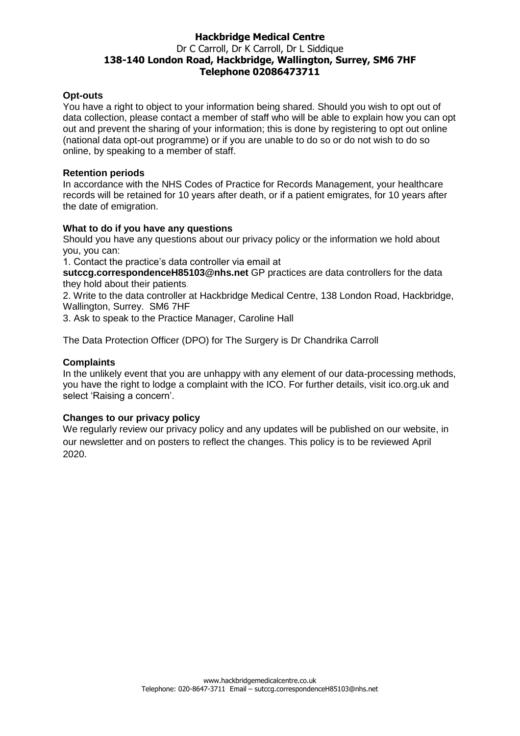**Opt-outs**

You have a right to object to your information being shared. Should you wish to opt out of data collection, please contact a member of staff who will be able to explain how you can opt out and prevent the sharing of your information; this is done by registering to opt out online (national data opt-out programme) or if you are unable to do so or do not wish to do so online, by speaking to a member of staff.

**Retention periods**

In accordance with the NHS Codes of Practice for Records Management, your healthcare records will be retained for 10 years after death, or if a patient emigrates, for 10 years after the date of emigration.

**What to do if you have any questions**

Should you have any questions about our privacy policy or the information we hold about you, you can:

1. Contact the practice's data controller via email at **sutccg.correspondenceH85103@nhs.net** GP practices are data controllers for the data they hold about their patients.
2. Write to the data controller at Hackbridge Medical Centre, 138 London Road, Hackbridge, Wallington, Surrey. SM6 7HF
3. Ask to speak to the Practice Manager, Caroline Hall

The Data Protection Officer (DPO) for The Surgery is Dr Chandrika Carroll

**Complaints**

In the unlikely event that you are unhappy with any element of our data-processing methods, you have the right to lodge a complaint with the ICO. For further details, visit ico.org.uk and select 'Raising a concern'.

**Changes to our privacy policy**

We regularly review our privacy policy and any updates will be published on our website, in our newsletter and on posters to reflect the changes. This policy is to be reviewed April 2020.